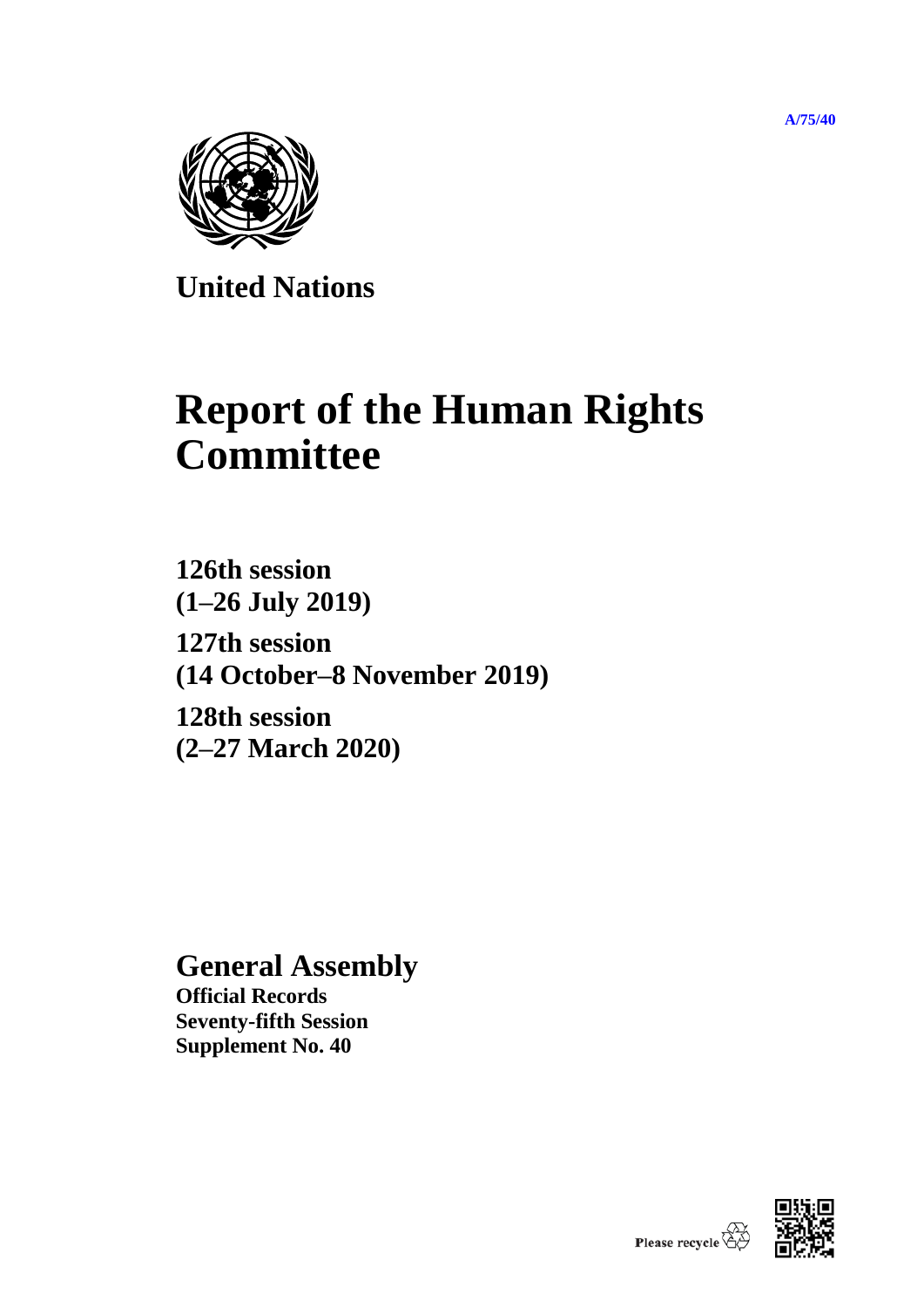A/75/40

**United Nations**

# Report of the Human Rights Committee

**126th session**
**(1–26 July 2019)**

**127th session**
**(14 October–8 November 2019)**

**128th session**
**(2–27 March 2020)**

## General Assembly

**Official Records**
**Seventy-fifth Session**
**Supplement No. 40**

Please recycle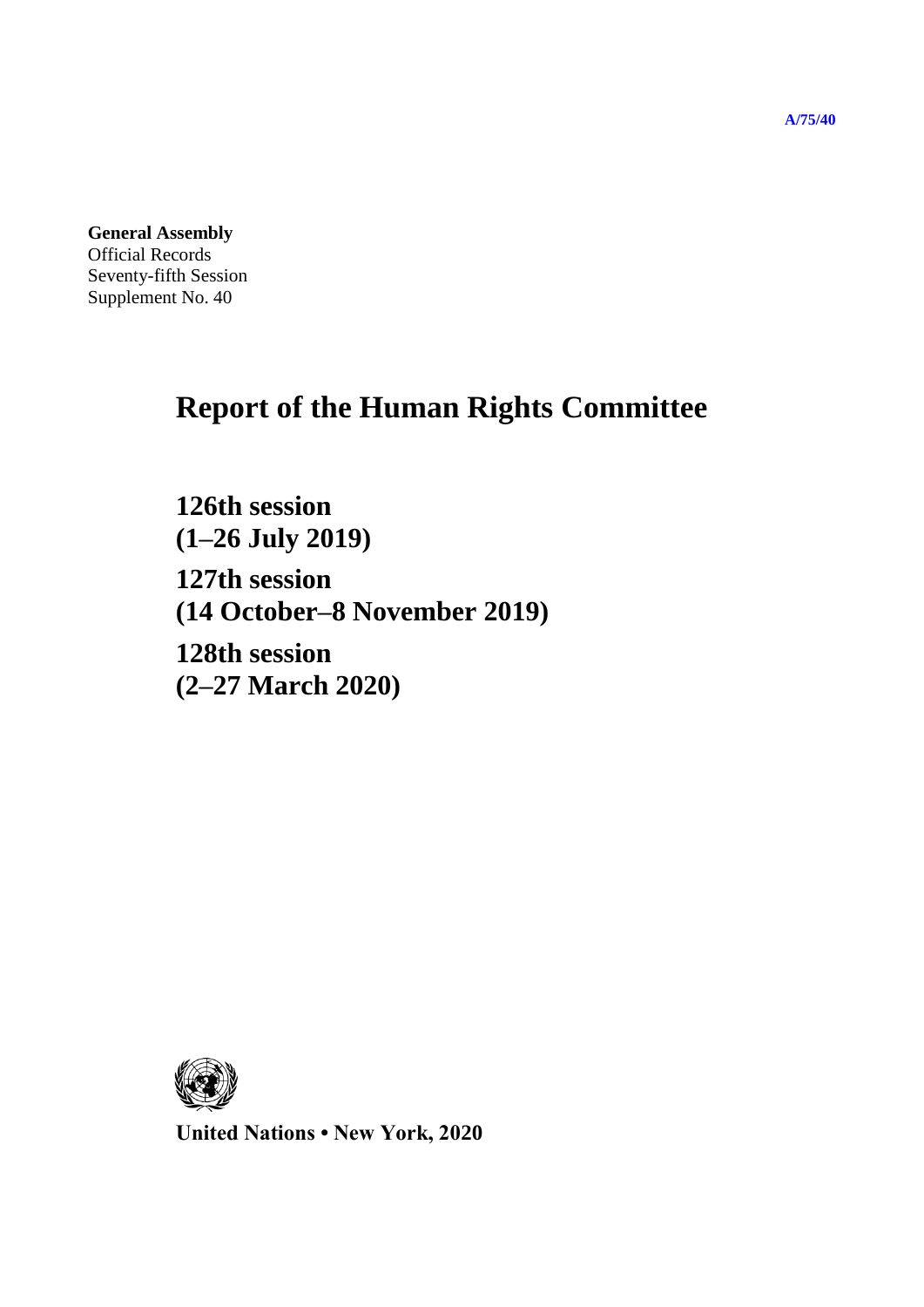A/75/40

**General Assembly**
Official Records
Seventy-fifth Session
Supplement No. 40

# Report of the Human Rights Committee

## 126th session
## (1–26 July 2019)

## 127th session
## (14 October–8 November 2019)

## 128th session
## (2–27 March 2020)

**United Nations • New York, 2020**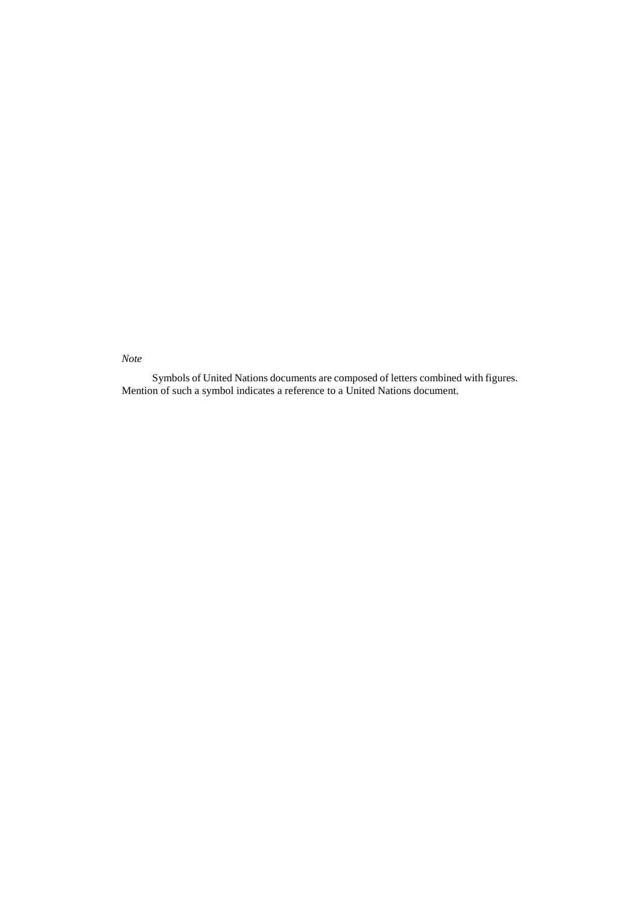*Note*

Symbols of United Nations documents are composed of letters combined with figures. Mention of such a symbol indicates a reference to a United Nations document.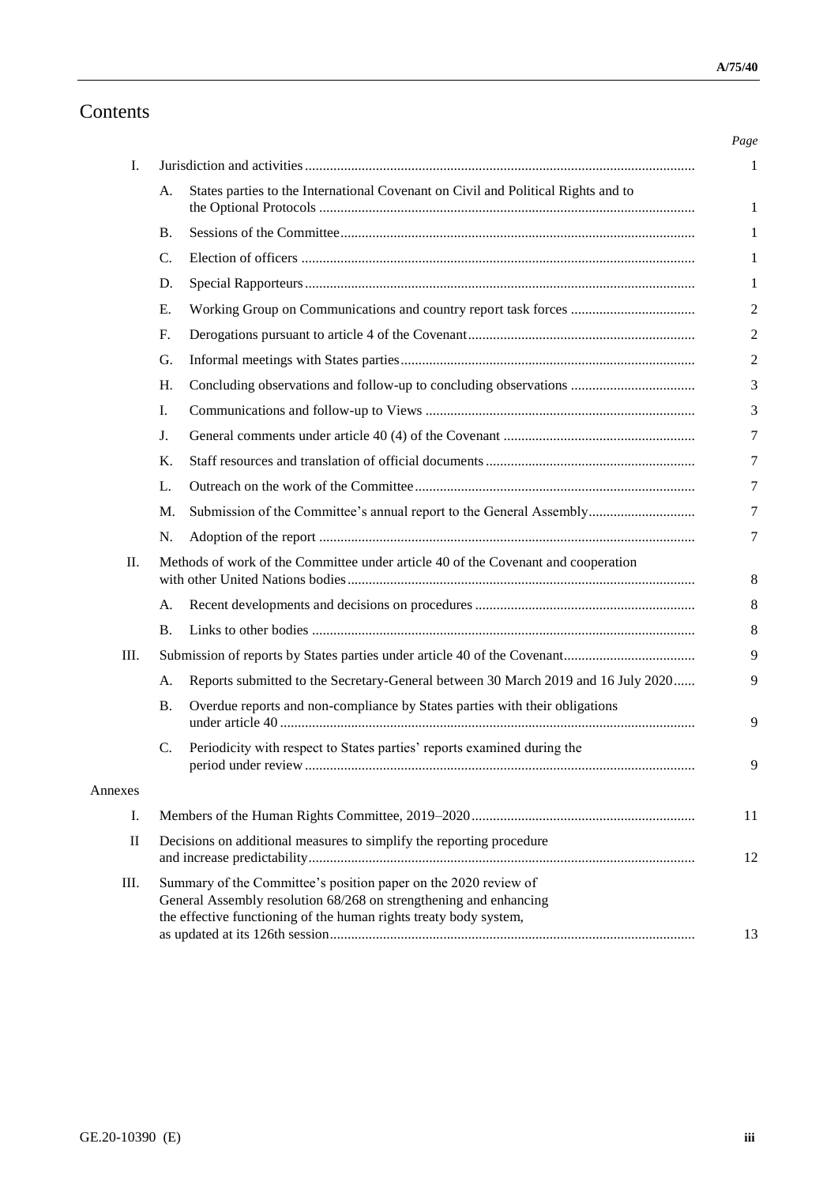# Contents

| | | | *Page* |
|---|---|---|---|
| I. | | Jurisdiction and activities | 1 |
| | A. | States parties to the International Covenant on Civil and Political Rights and to the Optional Protocols | 1 |
| | B. | Sessions of the Committee | 1 |
| | C. | Election of officers | 1 |
| | D. | Special Rapporteurs | 1 |
| | E. | Working Group on Communications and country report task forces | 2 |
| | F. | Derogations pursuant to article 4 of the Covenant | 2 |
| | G. | Informal meetings with States parties | 2 |
| | H. | Concluding observations and follow-up to concluding observations | 3 |
| | I. | Communications and follow-up to Views | 3 |
| | J. | General comments under article 40 (4) of the Covenant | 7 |
| | K. | Staff resources and translation of official documents | 7 |
| | L. | Outreach on the work of the Committee | 7 |
| | M. | Submission of the Committee's annual report to the General Assembly | 7 |
| | N. | Adoption of the report | 7 |
| II. | | Methods of work of the Committee under article 40 of the Covenant and cooperation with other United Nations bodies | 8 |
| | A. | Recent developments and decisions on procedures | 8 |
| | B. | Links to other bodies | 8 |
| III. | | Submission of reports by States parties under article 40 of the Covenant | 9 |
| | A. | Reports submitted to the Secretary-General between 30 March 2019 and 16 July 2020 | 9 |
| | B. | Overdue reports and non-compliance by States parties with their obligations under article 40 | 9 |
| | C. | Periodicity with respect to States parties' reports examined during the period under review | 9 |
| Annexes | | | |
| I. | | Members of the Human Rights Committee, 2019–2020 | 11 |
| II | | Decisions on additional measures to simplify the reporting procedure and increase predictability | 12 |
| III. | | Summary of the Committee's position paper on the 2020 review of General Assembly resolution 68/268 on strengthening and enhancing the effective functioning of the human rights treaty body system, as updated at its 126th session | 13 |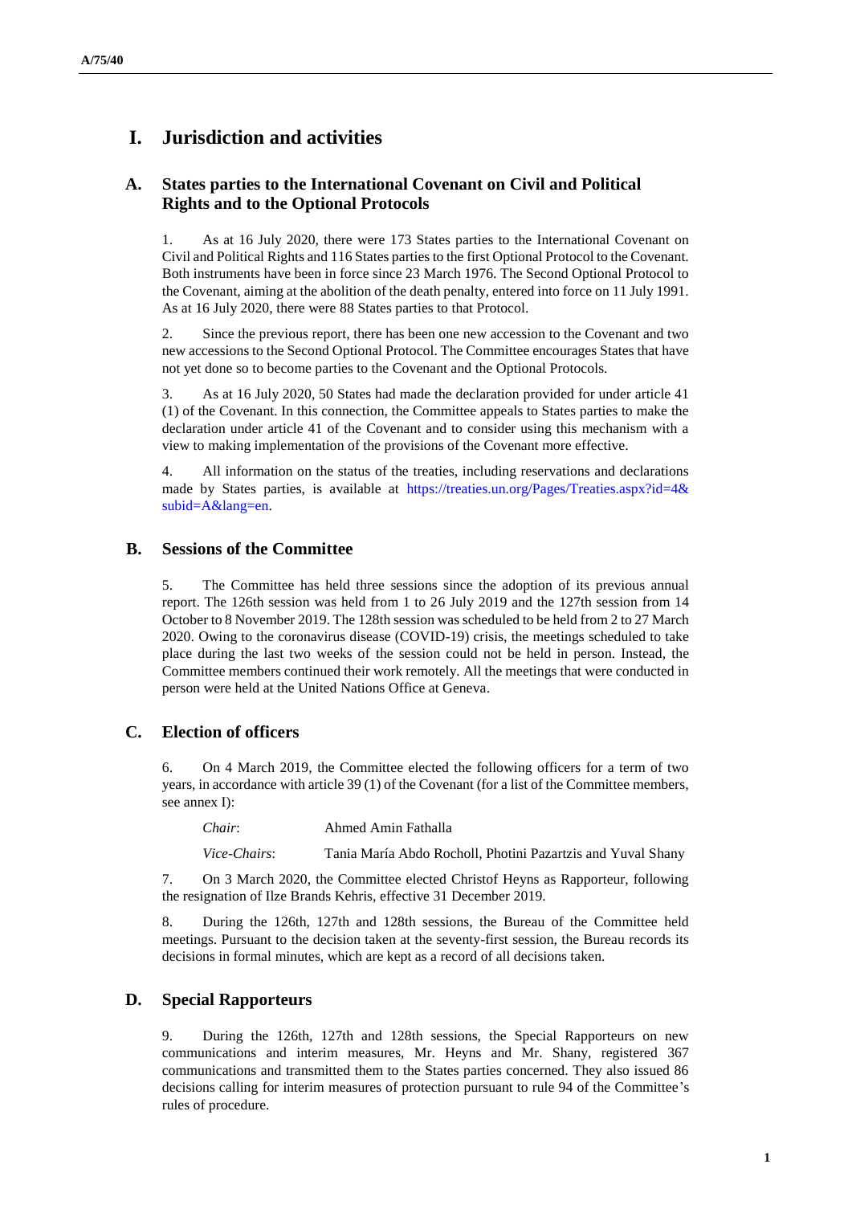# I. Jurisdiction and activities

## A. States parties to the International Covenant on Civil and Political Rights and to the Optional Protocols

1. As at 16 July 2020, there were 173 States parties to the International Covenant on Civil and Political Rights and 116 States parties to the first Optional Protocol to the Covenant. Both instruments have been in force since 23 March 1976. The Second Optional Protocol to the Covenant, aiming at the abolition of the death penalty, entered into force on 11 July 1991. As at 16 July 2020, there were 88 States parties to that Protocol.

2. Since the previous report, there has been one new accession to the Covenant and two new accessions to the Second Optional Protocol. The Committee encourages States that have not yet done so to become parties to the Covenant and the Optional Protocols.

3. As at 16 July 2020, 50 States had made the declaration provided for under article 41 (1) of the Covenant. In this connection, the Committee appeals to States parties to make the declaration under article 41 of the Covenant and to consider using this mechanism with a view to making implementation of the provisions of the Covenant more effective.

4. All information on the status of the treaties, including reservations and declarations made by States parties, is available at https://treaties.un.org/Pages/Treaties.aspx?id=4&subid=A&lang=en.

## B. Sessions of the Committee

5. The Committee has held three sessions since the adoption of its previous annual report. The 126th session was held from 1 to 26 July 2019 and the 127th session from 14 October to 8 November 2019. The 128th session was scheduled to be held from 2 to 27 March 2020. Owing to the coronavirus disease (COVID-19) crisis, the meetings scheduled to take place during the last two weeks of the session could not be held in person. Instead, the Committee members continued their work remotely. All the meetings that were conducted in person were held at the United Nations Office at Geneva.

## C. Election of officers

6. On 4 March 2019, the Committee elected the following officers for a term of two years, in accordance with article 39 (1) of the Covenant (for a list of the Committee members, see annex I):

*Chair*: Ahmed Amin Fathalla

*Vice-Chairs*: Tania María Abdo Rocholl, Photini Pazartzis and Yuval Shany

7. On 3 March 2020, the Committee elected Christof Heyns as Rapporteur, following the resignation of Ilze Brands Kehris, effective 31 December 2019.

8. During the 126th, 127th and 128th sessions, the Bureau of the Committee held meetings. Pursuant to the decision taken at the seventy-first session, the Bureau records its decisions in formal minutes, which are kept as a record of all decisions taken.

## D. Special Rapporteurs

9. During the 126th, 127th and 128th sessions, the Special Rapporteurs on new communications and interim measures, Mr. Heyns and Mr. Shany, registered 367 communications and transmitted them to the States parties concerned. They also issued 86 decisions calling for interim measures of protection pursuant to rule 94 of the Committee's rules of procedure.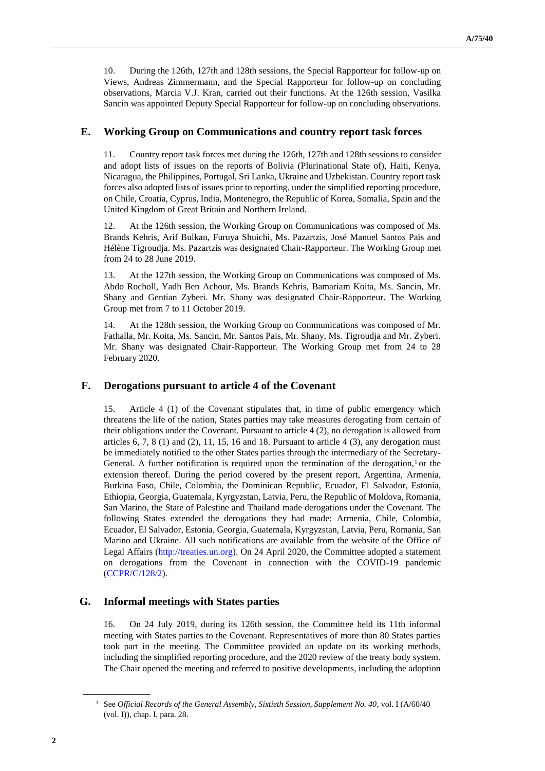10. During the 126th, 127th and 128th sessions, the Special Rapporteur for follow-up on Views, Andreas Zimmermann, and the Special Rapporteur for follow-up on concluding observations, Marcia V.J. Kran, carried out their functions. At the 126th session, Vasilka Sancin was appointed Deputy Special Rapporteur for follow-up on concluding observations.

## E. Working Group on Communications and country report task forces

11. Country report task forces met during the 126th, 127th and 128th sessions to consider and adopt lists of issues on the reports of Bolivia (Plurinational State of), Haiti, Kenya, Nicaragua, the Philippines, Portugal, Sri Lanka, Ukraine and Uzbekistan. Country report task forces also adopted lists of issues prior to reporting, under the simplified reporting procedure, on Chile, Croatia, Cyprus, India, Montenegro, the Republic of Korea, Somalia, Spain and the United Kingdom of Great Britain and Northern Ireland.

12. At the 126th session, the Working Group on Communications was composed of Ms. Brands Kehris, Arif Bulkan, Furuya Shuichi, Ms. Pazartzis, José Manuel Santos Pais and Hélène Tigroudja. Ms. Pazartzis was designated Chair-Rapporteur. The Working Group met from 24 to 28 June 2019.

13. At the 127th session, the Working Group on Communications was composed of Ms. Abdo Rocholl, Yadh Ben Achour, Ms. Brands Kehris, Bamariam Koita, Ms. Sancin, Mr. Shany and Gentian Zyberi. Mr. Shany was designated Chair-Rapporteur. The Working Group met from 7 to 11 October 2019.

14. At the 128th session, the Working Group on Communications was composed of Mr. Fathalla, Mr. Koita, Ms. Sancin, Mr. Santos Pais, Mr. Shany, Ms. Tigroudja and Mr. Zyberi. Mr. Shany was designated Chair-Rapporteur. The Working Group met from 24 to 28 February 2020.

## F. Derogations pursuant to article 4 of the Covenant

15. Article 4 (1) of the Covenant stipulates that, in time of public emergency which threatens the life of the nation, States parties may take measures derogating from certain of their obligations under the Covenant. Pursuant to article 4 (2), no derogation is allowed from articles 6, 7, 8 (1) and (2), 11, 15, 16 and 18. Pursuant to article 4 (3), any derogation must be immediately notified to the other States parties through the intermediary of the Secretary-General. A further notification is required upon the termination of the derogation,[1] or the extension thereof. During the period covered by the present report, Argentina, Armenia, Burkina Faso, Chile, Colombia, the Dominican Republic, Ecuador, El Salvador, Estonia, Ethiopia, Georgia, Guatemala, Kyrgyzstan, Latvia, Peru, the Republic of Moldova, Romania, San Marino, the State of Palestine and Thailand made derogations under the Covenant. The following States extended the derogations they had made: Armenia, Chile, Colombia, Ecuador, El Salvador, Estonia, Georgia, Guatemala, Kyrgyzstan, Latvia, Peru, Romania, San Marino and Ukraine. All such notifications are available from the website of the Office of Legal Affairs (http://treaties.un.org). On 24 April 2020, the Committee adopted a statement on derogations from the Covenant in connection with the COVID-19 pandemic (CCPR/C/128/2).

## G. Informal meetings with States parties

16. On 24 July 2019, during its 126th session, the Committee held its 11th informal meeting with States parties to the Covenant. Representatives of more than 80 States parties took part in the meeting. The Committee provided an update on its working methods, including the simplified reporting procedure, and the 2020 review of the treaty body system. The Chair opened the meeting and referred to positive developments, including the adoption

[1] See *Official Records of the General Assembly, Sixtieth Session, Supplement No. 40*, vol. I (A/60/40 (vol. I)), chap. I, para. 28.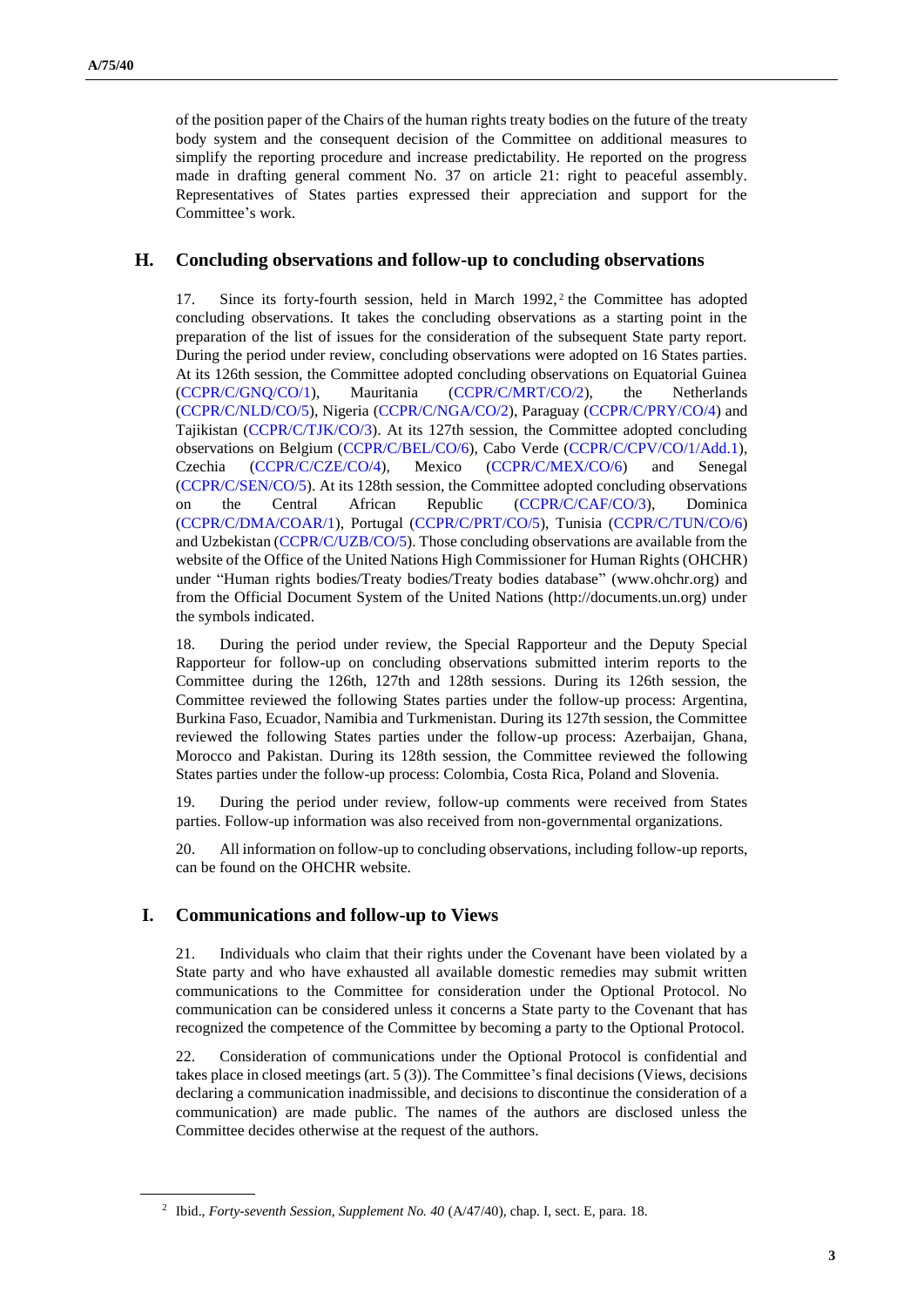of the position paper of the Chairs of the human rights treaty bodies on the future of the treaty body system and the consequent decision of the Committee on additional measures to simplify the reporting procedure and increase predictability. He reported on the progress made in drafting general comment No. 37 on article 21: right to peaceful assembly. Representatives of States parties expressed their appreciation and support for the Committee's work.

## H. Concluding observations and follow-up to concluding observations

17. Since its forty-fourth session, held in March 1992,[2] the Committee has adopted concluding observations. It takes the concluding observations as a starting point in the preparation of the list of issues for the consideration of the subsequent State party report. During the period under review, concluding observations were adopted on 16 States parties. At its 126th session, the Committee adopted concluding observations on Equatorial Guinea (CCPR/C/GNQ/CO/1), Mauritania (CCPR/C/MRT/CO/2), the Netherlands (CCPR/C/NLD/CO/5), Nigeria (CCPR/C/NGA/CO/2), Paraguay (CCPR/C/PRY/CO/4) and Tajikistan (CCPR/C/TJK/CO/3). At its 127th session, the Committee adopted concluding observations on Belgium (CCPR/C/BEL/CO/6), Cabo Verde (CCPR/C/CPV/CO/1/Add.1), Czechia (CCPR/C/CZE/CO/4), Mexico (CCPR/C/MEX/CO/6) and Senegal (CCPR/C/SEN/CO/5). At its 128th session, the Committee adopted concluding observations on the Central African Republic (CCPR/C/CAF/CO/3), Dominica (CCPR/C/DMA/COAR/1), Portugal (CCPR/C/PRT/CO/5), Tunisia (CCPR/C/TUN/CO/6) and Uzbekistan (CCPR/C/UZB/CO/5). Those concluding observations are available from the website of the Office of the United Nations High Commissioner for Human Rights (OHCHR) under "Human rights bodies/Treaty bodies/Treaty bodies database" (www.ohchr.org) and from the Official Document System of the United Nations (http://documents.un.org) under the symbols indicated.

18. During the period under review, the Special Rapporteur and the Deputy Special Rapporteur for follow-up on concluding observations submitted interim reports to the Committee during the 126th, 127th and 128th sessions. During its 126th session, the Committee reviewed the following States parties under the follow-up process: Argentina, Burkina Faso, Ecuador, Namibia and Turkmenistan. During its 127th session, the Committee reviewed the following States parties under the follow-up process: Azerbaijan, Ghana, Morocco and Pakistan. During its 128th session, the Committee reviewed the following States parties under the follow-up process: Colombia, Costa Rica, Poland and Slovenia.

19. During the period under review, follow-up comments were received from States parties. Follow-up information was also received from non-governmental organizations.

20. All information on follow-up to concluding observations, including follow-up reports, can be found on the OHCHR website.

## I. Communications and follow-up to Views

21. Individuals who claim that their rights under the Covenant have been violated by a State party and who have exhausted all available domestic remedies may submit written communications to the Committee for consideration under the Optional Protocol. No communication can be considered unless it concerns a State party to the Covenant that has recognized the competence of the Committee by becoming a party to the Optional Protocol.

22. Consideration of communications under the Optional Protocol is confidential and takes place in closed meetings (art. 5 (3)). The Committee's final decisions (Views, decisions declaring a communication inadmissible, and decisions to discontinue the consideration of a communication) are made public. The names of the authors are disclosed unless the Committee decides otherwise at the request of the authors.

---

[2] Ibid., *Forty-seventh Session, Supplement No. 40* (A/47/40), chap. I, sect. E, para. 18.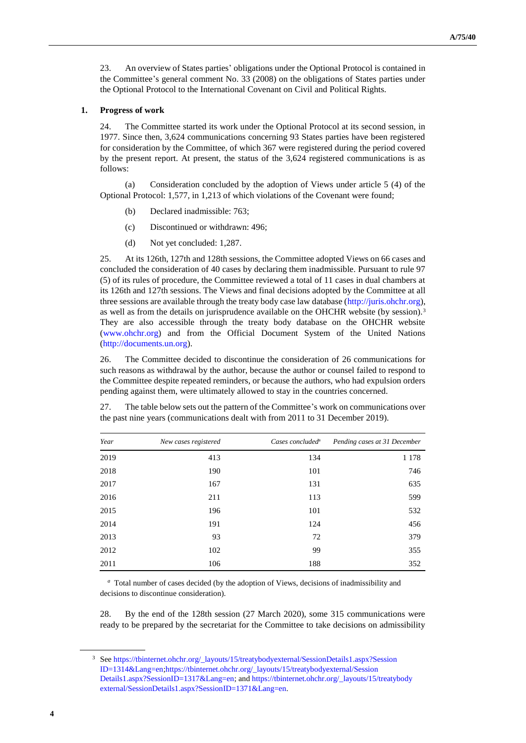23. An overview of States parties' obligations under the Optional Protocol is contained in the Committee's general comment No. 33 (2008) on the obligations of States parties under the Optional Protocol to the International Covenant on Civil and Political Rights.

### 1. Progress of work

24. The Committee started its work under the Optional Protocol at its second session, in 1977. Since then, 3,624 communications concerning 93 States parties have been registered for consideration by the Committee, of which 367 were registered during the period covered by the present report. At present, the status of the 3,624 registered communications is as follows:

(a) Consideration concluded by the adoption of Views under article 5 (4) of the Optional Protocol: 1,577, in 1,213 of which violations of the Covenant were found;

(b) Declared inadmissible: 763;

(c) Discontinued or withdrawn: 496;

(d) Not yet concluded: 1,287.

25. At its 126th, 127th and 128th sessions, the Committee adopted Views on 66 cases and concluded the consideration of 40 cases by declaring them inadmissible. Pursuant to rule 97 (5) of its rules of procedure, the Committee reviewed a total of 11 cases in dual chambers at its 126th and 127th sessions. The Views and final decisions adopted by the Committee at all three sessions are available through the treaty body case law database (http://juris.ohchr.org), as well as from the details on jurisprudence available on the OHCHR website (by session).[3] They are also accessible through the treaty body database on the OHCHR website (www.ohchr.org) and from the Official Document System of the United Nations (http://documents.un.org).

26. The Committee decided to discontinue the consideration of 26 communications for such reasons as withdrawal by the author, because the author or counsel failed to respond to the Committee despite repeated reminders, or because the authors, who had expulsion orders pending against them, were ultimately allowed to stay in the countries concerned.

27. The table below sets out the pattern of the Committee's work on communications over the past nine years (communications dealt with from 2011 to 31 December 2019).

| *Year* | *New cases registered* | *Cases concluded*[a] | *Pending cases at 31 December* |
|---|---|---|---|
| 2019 | 413 | 134 | 1 178 |
| 2018 | 190 | 101 | 746 |
| 2017 | 167 | 131 | 635 |
| 2016 | 211 | 113 | 599 |
| 2015 | 196 | 101 | 532 |
| 2014 | 191 | 124 | 456 |
| 2013 | 93 | 72 | 379 |
| 2012 | 102 | 99 | 355 |
| 2011 | 106 | 188 | 352 |

[a] Total number of cases decided (by the adoption of Views, decisions of inadmissibility and decisions to discontinue consideration).

28. By the end of the 128th session (27 March 2020), some 315 communications were ready to be prepared by the secretariat for the Committee to take decisions on admissibility

[3] See https://tbinternet.ohchr.org/_layouts/15/treatybodyexternal/SessionDetails1.aspx?SessionID=1314&Lang=en;https://tbinternet.ohchr.org/_layouts/15/treatybodyexternal/SessionDetails1.aspx?SessionID=1317&Lang=en; and https://tbinternet.ohchr.org/_layouts/15/treatybodyexternal/SessionDetails1.aspx?SessionID=1371&Lang=en.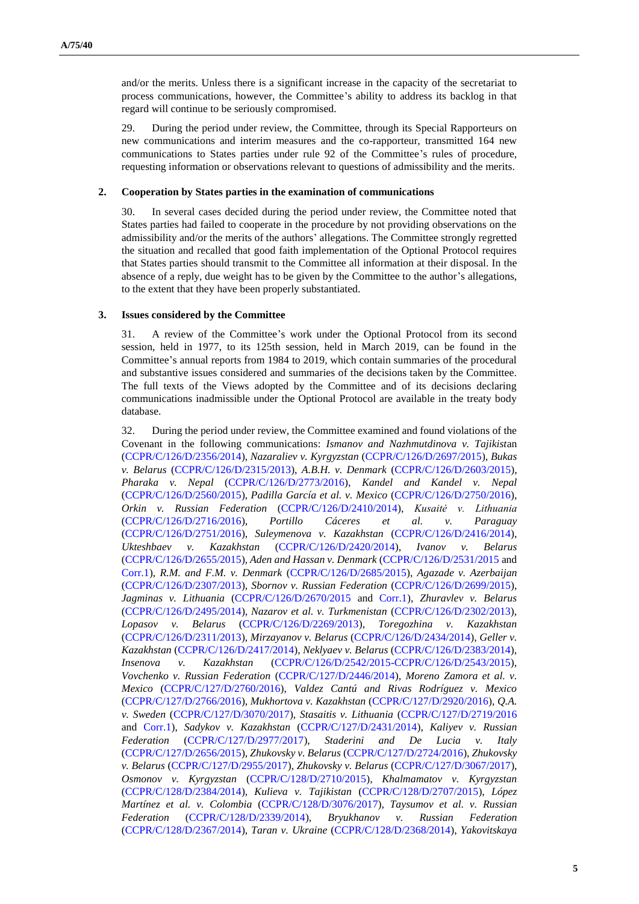and/or the merits. Unless there is a significant increase in the capacity of the secretariat to process communications, however, the Committee's ability to address its backlog in that regard will continue to be seriously compromised.

29. During the period under review, the Committee, through its Special Rapporteurs on new communications and interim measures and the co-rapporteur, transmitted 164 new communications to States parties under rule 92 of the Committee's rules of procedure, requesting information or observations relevant to questions of admissibility and the merits.

### 2. Cooperation by States parties in the examination of communications

30. In several cases decided during the period under review, the Committee noted that States parties had failed to cooperate in the procedure by not providing observations on the admissibility and/or the merits of the authors' allegations. The Committee strongly regretted the situation and recalled that good faith implementation of the Optional Protocol requires that States parties should transmit to the Committee all information at their disposal. In the absence of a reply, due weight has to be given by the Committee to the author's allegations, to the extent that they have been properly substantiated.

### 3. Issues considered by the Committee

31. A review of the Committee's work under the Optional Protocol from its second session, held in 1977, to its 125th session, held in March 2019, can be found in the Committee's annual reports from 1984 to 2019, which contain summaries of the procedural and substantive issues considered and summaries of the decisions taken by the Committee. The full texts of the Views adopted by the Committee and of its decisions declaring communications inadmissible under the Optional Protocol are available in the treaty body database.

32. During the period under review, the Committee examined and found violations of the Covenant in the following communications: *Ismanov and Nazhmutdinova v. Tajikistan* (CCPR/C/126/D/2356/2014), *Nazaraliev v. Kyrgyzstan* (CCPR/C/126/D/2697/2015), *Bukas v. Belarus* (CCPR/C/126/D/2315/2013), *A.B.H. v. Denmark* (CCPR/C/126/D/2603/2015), *Pharaka v. Nepal* (CCPR/C/126/D/2773/2016), *Kandel and Kandel v. Nepal* (CCPR/C/126/D/2560/2015), *Padilla García et al. v. Mexico* (CCPR/C/126/D/2750/2016), *Orkin v. Russian Federation* (CCPR/C/126/D/2410/2014), *Kusaitė v. Lithuania* (CCPR/C/126/D/2716/2016), *Portillo Cáceres et al. v. Paraguay* (CCPR/C/126/D/2751/2016), *Suleymenova v. Kazakhstan* (CCPR/C/126/D/2416/2014), *Ukteshbaev v. Kazakhstan* (CCPR/C/126/D/2420/2014), *Ivanov v. Belarus* (CCPR/C/126/D/2655/2015), *Aden and Hassan v. Denmark* (CCPR/C/126/D/2531/2015 and Corr.1), *R.M. and F.M. v. Denmark* (CCPR/C/126/D/2685/2015), *Agazade v. Azerbaijan* (CCPR/C/126/D/2307/2013), *Sbornov v. Russian Federation* (CCPR/C/126/D/2699/2015), *Jagminas v. Lithuania* (CCPR/C/126/D/2670/2015 and Corr.1), *Zhuravlev v. Belarus* (CCPR/C/126/D/2495/2014), *Nazarov et al. v. Turkmenistan* (CCPR/C/126/D/2302/2013), *Lopasov v. Belarus* (CCPR/C/126/D/2269/2013), *Toregozhina v. Kazakhstan* (CCPR/C/126/D/2311/2013), *Mirzayanov v. Belarus* (CCPR/C/126/D/2434/2014), *Geller v. Kazakhstan* (CCPR/C/126/D/2417/2014), *Neklyaev v. Belarus* (CCPR/C/126/D/2383/2014), *Insenova v. Kazakhstan* (CCPR/C/126/D/2542/2015-CCPR/C/126/D/2543/2015), *Vovchenko v. Russian Federation* (CCPR/C/127/D/2446/2014), *Moreno Zamora et al. v. Mexico* (CCPR/C/127/D/2760/2016), *Valdez Cantú and Rivas Rodríguez v. Mexico* (CCPR/C/127/D/2766/2016), *Mukhortova v. Kazakhstan* (CCPR/C/127/D/2920/2016), *Q.A. v. Sweden* (CCPR/C/127/D/3070/2017), *Stasaitis v. Lithuania* (CCPR/C/127/D/2719/2016 and Corr.1), *Sadykov v. Kazakhstan* (CCPR/C/127/D/2431/2014), *Kaliyev v. Russian Federation* (CCPR/C/127/D/2977/2017), *Staderini and De Lucia v. Italy* (CCPR/C/127/D/2656/2015), *Zhukovsky v. Belarus* (CCPR/C/127/D/2724/2016), *Zhukovsky v. Belarus* (CCPR/C/127/D/2955/2017), *Zhukovsky v. Belarus* (CCPR/C/127/D/3067/2017), *Osmonov v. Kyrgyzstan* (CCPR/C/128/D/2710/2015), *Khalmamatov v. Kyrgyzstan* (CCPR/C/128/D/2384/2014), *Kulieva v. Tajikistan* (CCPR/C/128/D/2707/2015), *López Martínez et al. v. Colombia* (CCPR/C/128/D/3076/2017), *Taysumov et al. v. Russian Federation* (CCPR/C/128/D/2339/2014), *Bryukhanov v. Russian Federation* (CCPR/C/128/D/2367/2014), *Taran v. Ukraine* (CCPR/C/128/D/2368/2014), *Yakovitskaya*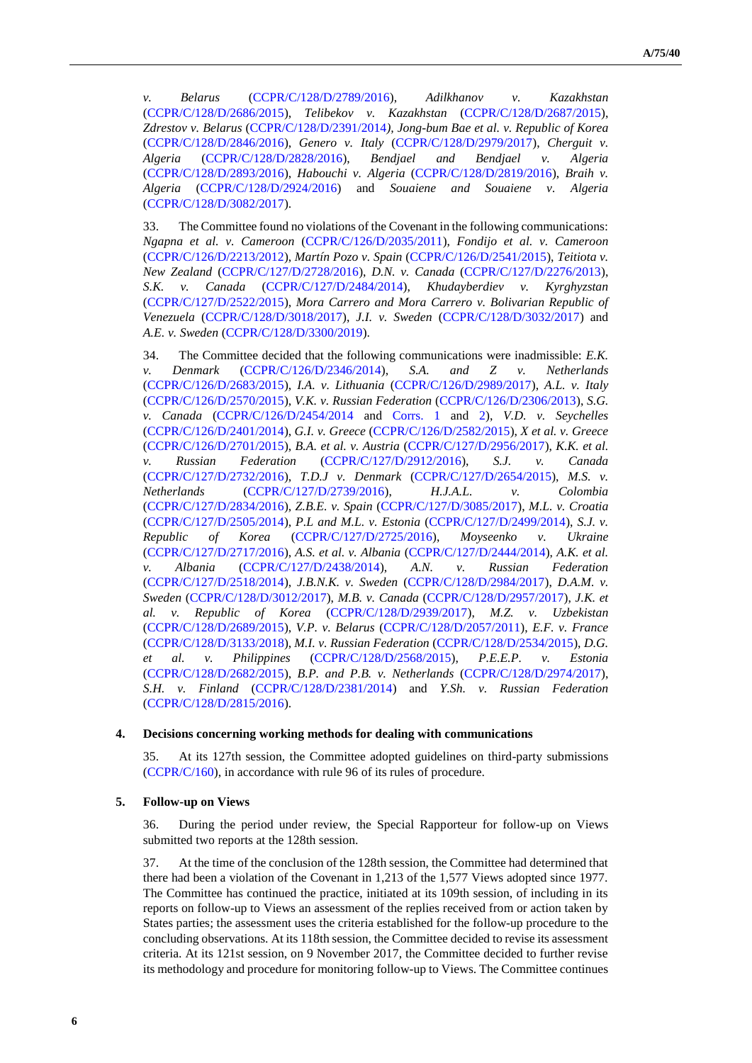*v. Belarus* (CCPR/C/128/D/2789/2016), *Adilkhanov v. Kazakhstan* (CCPR/C/128/D/2686/2015), *Telibekov v. Kazakhstan* (CCPR/C/128/D/2687/2015), *Zdrestov v. Belarus* (CCPR/C/128/D/2391/2014), *Jong-bum Bae et al. v. Republic of Korea* (CCPR/C/128/D/2846/2016), *Genero v. Italy* (CCPR/C/128/D/2979/2017), *Cherguit v. Algeria* (CCPR/C/128/D/2828/2016), *Bendjael and Bendjael v. Algeria* (CCPR/C/128/D/2893/2016), *Habouchi v. Algeria* (CCPR/C/128/D/2819/2016), *Braih v. Algeria* (CCPR/C/128/D/2924/2016) and *Souaiene and Souaiene v. Algeria* (CCPR/C/128/D/3082/2017).

33. The Committee found no violations of the Covenant in the following communications: *Ngapna et al. v. Cameroon* (CCPR/C/126/D/2035/2011), *Fondijo et al. v. Cameroon* (CCPR/C/126/D/2213/2012), *Martín Pozo v. Spain* (CCPR/C/126/D/2541/2015), *Teitiota v. New Zealand* (CCPR/C/127/D/2728/2016), *D.N. v. Canada* (CCPR/C/127/D/2276/2013), *S.K. v. Canada* (CCPR/C/127/D/2484/2014), *Khudayberdiev v. Kyrghyzstan* (CCPR/C/127/D/2522/2015), *Mora Carrero and Mora Carrero v. Bolivarian Republic of Venezuela* (CCPR/C/128/D/3018/2017), *J.I. v. Sweden* (CCPR/C/128/D/3032/2017) and *A.E. v. Sweden* (CCPR/C/128/D/3300/2019).

34. The Committee decided that the following communications were inadmissible: *E.K. v. Denmark* (CCPR/C/126/D/2346/2014), *S.A. and Z v. Netherlands* (CCPR/C/126/D/2683/2015), *I.A. v. Lithuania* (CCPR/C/126/D/2989/2017), *A.L. v. Italy* (CCPR/C/126/D/2570/2015), *V.K. v. Russian Federation* (CCPR/C/126/D/2306/2013), *S.G. v. Canada* (CCPR/C/126/D/2454/2014 and Corrs. 1 and 2), *V.D. v. Seychelles* (CCPR/C/126/D/2401/2014), *G.I. v. Greece* (CCPR/C/126/D/2582/2015), *X et al. v. Greece* (CCPR/C/126/D/2701/2015), *B.A. et al. v. Austria* (CCPR/C/127/D/2956/2017), *K.K. et al. v. Russian Federation* (CCPR/C/127/D/2912/2016), *S.J. v. Canada* (CCPR/C/127/D/2732/2016), *T.D.J v. Denmark* (CCPR/C/127/D/2654/2015), *M.S. v. Netherlands* (CCPR/C/127/D/2739/2016), *H.J.A.L. v. Colombia* (CCPR/C/127/D/2834/2016), *Z.B.E. v. Spain* (CCPR/C/127/D/3085/2017), *M.L. v. Croatia* (CCPR/C/127/D/2505/2014), *P.L and M.L. v. Estonia* (CCPR/C/127/D/2499/2014), *S.J. v. Republic of Korea* (CCPR/C/127/D/2725/2016), *Moyseenko v. Ukraine* (CCPR/C/127/D/2717/2016), *A.S. et al. v. Albania* (CCPR/C/127/D/2444/2014), *A.K. et al. v. Albania* (CCPR/C/127/D/2438/2014), *A.N. v. Russian Federation* (CCPR/C/127/D/2518/2014), *J.B.N.K. v. Sweden* (CCPR/C/128/D/2984/2017), *D.A.M. v. Sweden* (CCPR/C/128/D/3012/2017), *M.B. v. Canada* (CCPR/C/128/D/2957/2017), *J.K. et al. v. Republic of Korea* (CCPR/C/128/D/2939/2017), *M.Z. v. Uzbekistan* (CCPR/C/128/D/2689/2015), *V.P. v. Belarus* (CCPR/C/128/D/2057/2011), *E.F. v. France* (CCPR/C/128/D/3133/2018), *M.I. v. Russian Federation* (CCPR/C/128/D/2534/2015), *D.G. et al. v. Philippines* (CCPR/C/128/D/2568/2015), *P.E.E.P. v. Estonia* (CCPR/C/128/D/2682/2015), *B.P. and P.B. v. Netherlands* (CCPR/C/128/D/2974/2017), *S.H. v. Finland* (CCPR/C/128/D/2381/2014) and *Y.Sh. v. Russian Federation* (CCPR/C/128/D/2815/2016).

### 4. Decisions concerning working methods for dealing with communications

35. At its 127th session, the Committee adopted guidelines on third-party submissions (CCPR/C/160), in accordance with rule 96 of its rules of procedure.

### 5. Follow-up on Views

36. During the period under review, the Special Rapporteur for follow-up on Views submitted two reports at the 128th session.

37. At the time of the conclusion of the 128th session, the Committee had determined that there had been a violation of the Covenant in 1,213 of the 1,577 Views adopted since 1977. The Committee has continued the practice, initiated at its 109th session, of including in its reports on follow-up to Views an assessment of the replies received from or action taken by States parties; the assessment uses the criteria established for the follow-up procedure to the concluding observations. At its 118th session, the Committee decided to revise its assessment criteria. At its 121st session, on 9 November 2017, the Committee decided to further revise its methodology and procedure for monitoring follow-up to Views. The Committee continues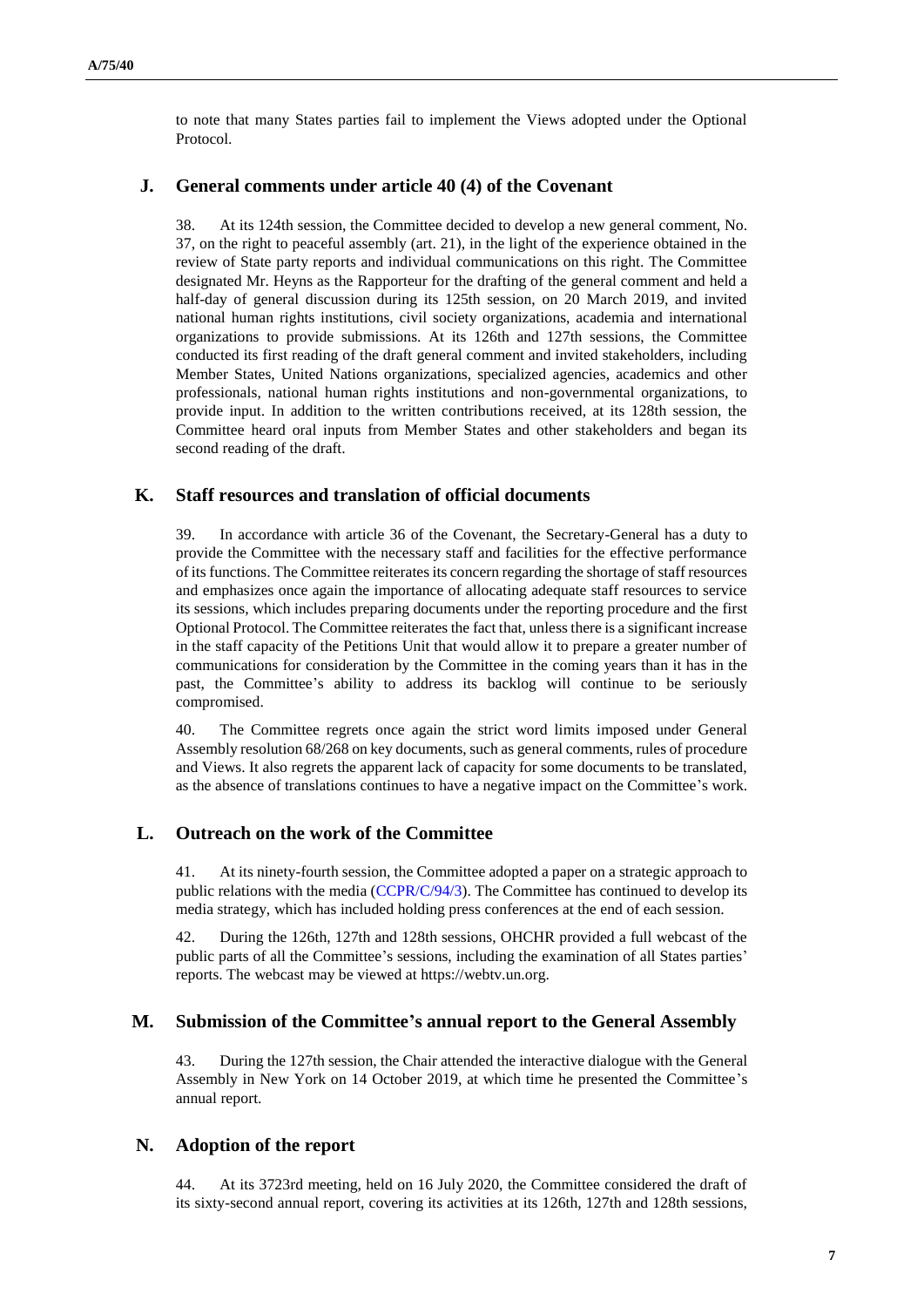to note that many States parties fail to implement the Views adopted under the Optional Protocol.

## J. General comments under article 40 (4) of the Covenant

38. At its 124th session, the Committee decided to develop a new general comment, No. 37, on the right to peaceful assembly (art. 21), in the light of the experience obtained in the review of State party reports and individual communications on this right. The Committee designated Mr. Heyns as the Rapporteur for the drafting of the general comment and held a half-day of general discussion during its 125th session, on 20 March 2019, and invited national human rights institutions, civil society organizations, academia and international organizations to provide submissions. At its 126th and 127th sessions, the Committee conducted its first reading of the draft general comment and invited stakeholders, including Member States, United Nations organizations, specialized agencies, academics and other professionals, national human rights institutions and non-governmental organizations, to provide input. In addition to the written contributions received, at its 128th session, the Committee heard oral inputs from Member States and other stakeholders and began its second reading of the draft.

## K. Staff resources and translation of official documents

39. In accordance with article 36 of the Covenant, the Secretary-General has a duty to provide the Committee with the necessary staff and facilities for the effective performance of its functions. The Committee reiterates its concern regarding the shortage of staff resources and emphasizes once again the importance of allocating adequate staff resources to service its sessions, which includes preparing documents under the reporting procedure and the first Optional Protocol. The Committee reiterates the fact that, unless there is a significant increase in the staff capacity of the Petitions Unit that would allow it to prepare a greater number of communications for consideration by the Committee in the coming years than it has in the past, the Committee's ability to address its backlog will continue to be seriously compromised.

40. The Committee regrets once again the strict word limits imposed under General Assembly resolution 68/268 on key documents, such as general comments, rules of procedure and Views. It also regrets the apparent lack of capacity for some documents to be translated, as the absence of translations continues to have a negative impact on the Committee's work.

## L. Outreach on the work of the Committee

41. At its ninety-fourth session, the Committee adopted a paper on a strategic approach to public relations with the media (CCPR/C/94/3). The Committee has continued to develop its media strategy, which has included holding press conferences at the end of each session.

42. During the 126th, 127th and 128th sessions, OHCHR provided a full webcast of the public parts of all the Committee's sessions, including the examination of all States parties' reports. The webcast may be viewed at https://webtv.un.org.

## M. Submission of the Committee's annual report to the General Assembly

43. During the 127th session, the Chair attended the interactive dialogue with the General Assembly in New York on 14 October 2019, at which time he presented the Committee's annual report.

## N. Adoption of the report

44. At its 3723rd meeting, held on 16 July 2020, the Committee considered the draft of its sixty-second annual report, covering its activities at its 126th, 127th and 128th sessions,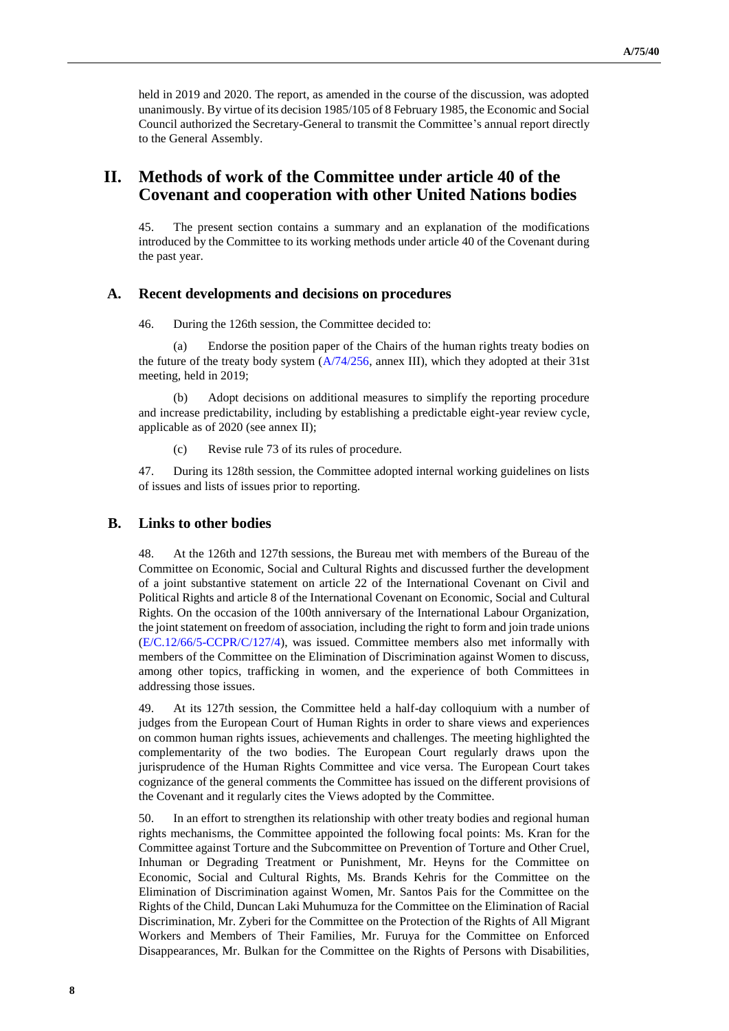held in 2019 and 2020. The report, as amended in the course of the discussion, was adopted unanimously. By virtue of its decision 1985/105 of 8 February 1985, the Economic and Social Council authorized the Secretary-General to transmit the Committee's annual report directly to the General Assembly.

# II. Methods of work of the Committee under article 40 of the Covenant and cooperation with other United Nations bodies

45. The present section contains a summary and an explanation of the modifications introduced by the Committee to its working methods under article 40 of the Covenant during the past year.

## A. Recent developments and decisions on procedures

46. During the 126th session, the Committee decided to:

(a) Endorse the position paper of the Chairs of the human rights treaty bodies on the future of the treaty body system (A/74/256, annex III), which they adopted at their 31st meeting, held in 2019;

(b) Adopt decisions on additional measures to simplify the reporting procedure and increase predictability, including by establishing a predictable eight-year review cycle, applicable as of 2020 (see annex II);

(c) Revise rule 73 of its rules of procedure.

47. During its 128th session, the Committee adopted internal working guidelines on lists of issues and lists of issues prior to reporting.

## B. Links to other bodies

48. At the 126th and 127th sessions, the Bureau met with members of the Bureau of the Committee on Economic, Social and Cultural Rights and discussed further the development of a joint substantive statement on article 22 of the International Covenant on Civil and Political Rights and article 8 of the International Covenant on Economic, Social and Cultural Rights. On the occasion of the 100th anniversary of the International Labour Organization, the joint statement on freedom of association, including the right to form and join trade unions (E/C.12/66/5-CCPR/C/127/4), was issued. Committee members also met informally with members of the Committee on the Elimination of Discrimination against Women to discuss, among other topics, trafficking in women, and the experience of both Committees in addressing those issues.

49. At its 127th session, the Committee held a half-day colloquium with a number of judges from the European Court of Human Rights in order to share views and experiences on common human rights issues, achievements and challenges. The meeting highlighted the complementarity of the two bodies. The European Court regularly draws upon the jurisprudence of the Human Rights Committee and vice versa. The European Court takes cognizance of the general comments the Committee has issued on the different provisions of the Covenant and it regularly cites the Views adopted by the Committee.

50. In an effort to strengthen its relationship with other treaty bodies and regional human rights mechanisms, the Committee appointed the following focal points: Ms. Kran for the Committee against Torture and the Subcommittee on Prevention of Torture and Other Cruel, Inhuman or Degrading Treatment or Punishment, Mr. Heyns for the Committee on Economic, Social and Cultural Rights, Ms. Brands Kehris for the Committee on the Elimination of Discrimination against Women, Mr. Santos Pais for the Committee on the Rights of the Child, Duncan Laki Muhumuza for the Committee on the Elimination of Racial Discrimination, Mr. Zyberi for the Committee on the Protection of the Rights of All Migrant Workers and Members of Their Families, Mr. Furuya for the Committee on Enforced Disappearances, Mr. Bulkan for the Committee on the Rights of Persons with Disabilities,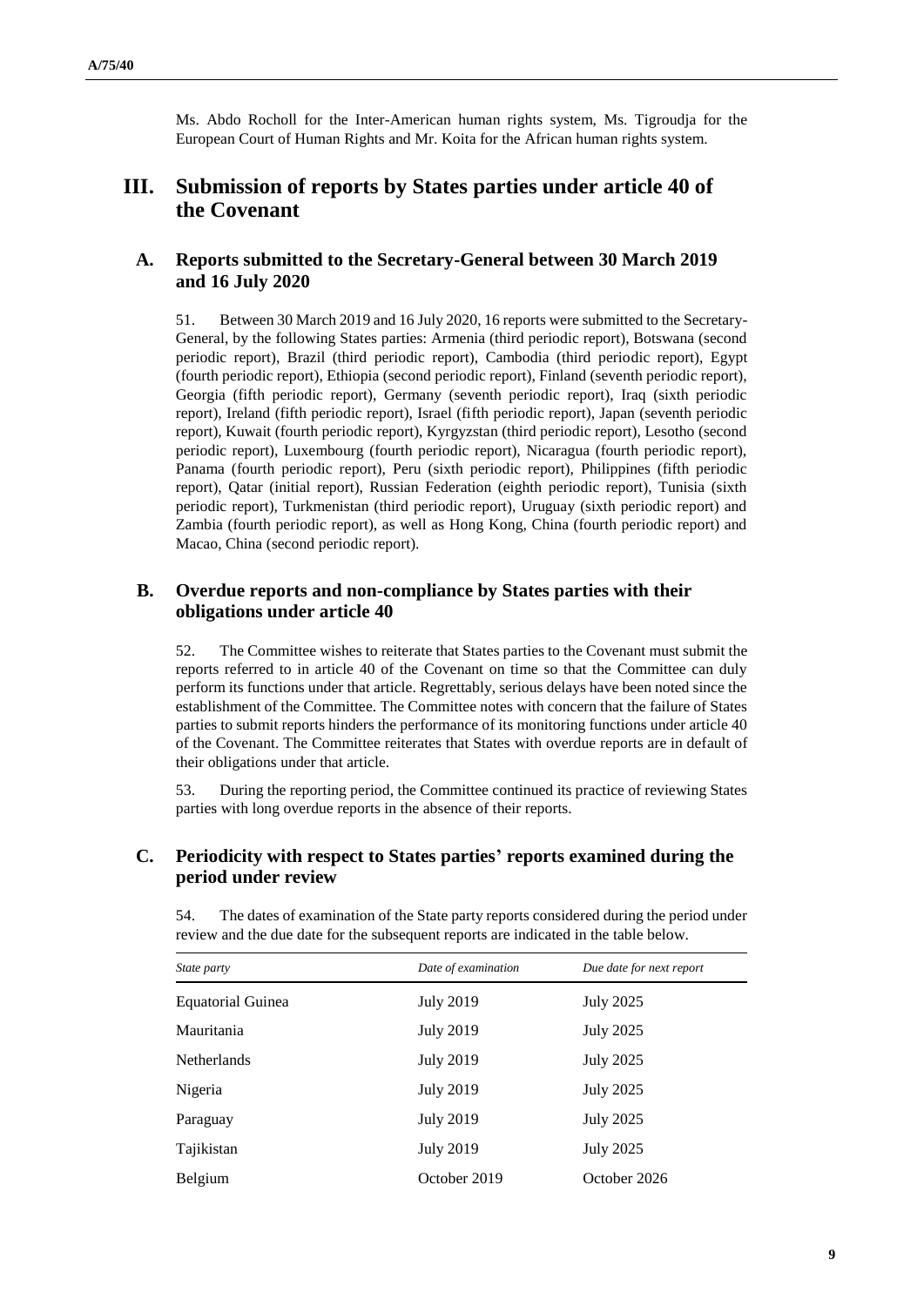Ms. Abdo Rocholl for the Inter-American human rights system, Ms. Tigroudja for the European Court of Human Rights and Mr. Koita for the African human rights system.

# III. Submission of reports by States parties under article 40 of the Covenant

## A. Reports submitted to the Secretary-General between 30 March 2019 and 16 July 2020

51. Between 30 March 2019 and 16 July 2020, 16 reports were submitted to the Secretary-General, by the following States parties: Armenia (third periodic report), Botswana (second periodic report), Brazil (third periodic report), Cambodia (third periodic report), Egypt (fourth periodic report), Ethiopia (second periodic report), Finland (seventh periodic report), Georgia (fifth periodic report), Germany (seventh periodic report), Iraq (sixth periodic report), Ireland (fifth periodic report), Israel (fifth periodic report), Japan (seventh periodic report), Kuwait (fourth periodic report), Kyrgyzstan (third periodic report), Lesotho (second periodic report), Luxembourg (fourth periodic report), Nicaragua (fourth periodic report), Panama (fourth periodic report), Peru (sixth periodic report), Philippines (fifth periodic report), Qatar (initial report), Russian Federation (eighth periodic report), Tunisia (sixth periodic report), Turkmenistan (third periodic report), Uruguay (sixth periodic report) and Zambia (fourth periodic report), as well as Hong Kong, China (fourth periodic report) and Macao, China (second periodic report).

## B. Overdue reports and non-compliance by States parties with their obligations under article 40

52. The Committee wishes to reiterate that States parties to the Covenant must submit the reports referred to in article 40 of the Covenant on time so that the Committee can duly perform its functions under that article. Regrettably, serious delays have been noted since the establishment of the Committee. The Committee notes with concern that the failure of States parties to submit reports hinders the performance of its monitoring functions under article 40 of the Covenant. The Committee reiterates that States with overdue reports are in default of their obligations under that article.

53. During the reporting period, the Committee continued its practice of reviewing States parties with long overdue reports in the absence of their reports.

## C. Periodicity with respect to States parties' reports examined during the period under review

54. The dates of examination of the State party reports considered during the period under review and the due date for the subsequent reports are indicated in the table below.

| *State party* | *Date of examination* | *Due date for next report* |
| --- | --- | --- |
| Equatorial Guinea | July 2019 | July 2025 |
| Mauritania | July 2019 | July 2025 |
| Netherlands | July 2019 | July 2025 |
| Nigeria | July 2019 | July 2025 |
| Paraguay | July 2019 | July 2025 |
| Tajikistan | July 2019 | July 2025 |
| Belgium | October 2019 | October 2026 |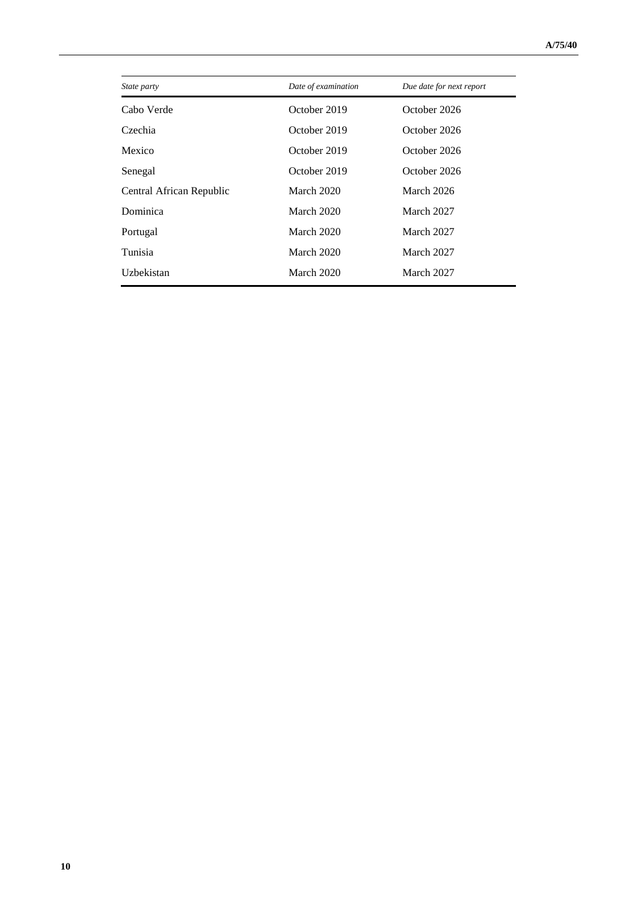| *State party* | *Date of examination* | *Due date for next report* |
| --- | --- | --- |
| Cabo Verde | October 2019 | October 2026 |
| Czechia | October 2019 | October 2026 |
| Mexico | October 2019 | October 2026 |
| Senegal | October 2019 | October 2026 |
| Central African Republic | March 2020 | March 2026 |
| Dominica | March 2020 | March 2027 |
| Portugal | March 2020 | March 2027 |
| Tunisia | March 2020 | March 2027 |
| Uzbekistan | March 2020 | March 2027 |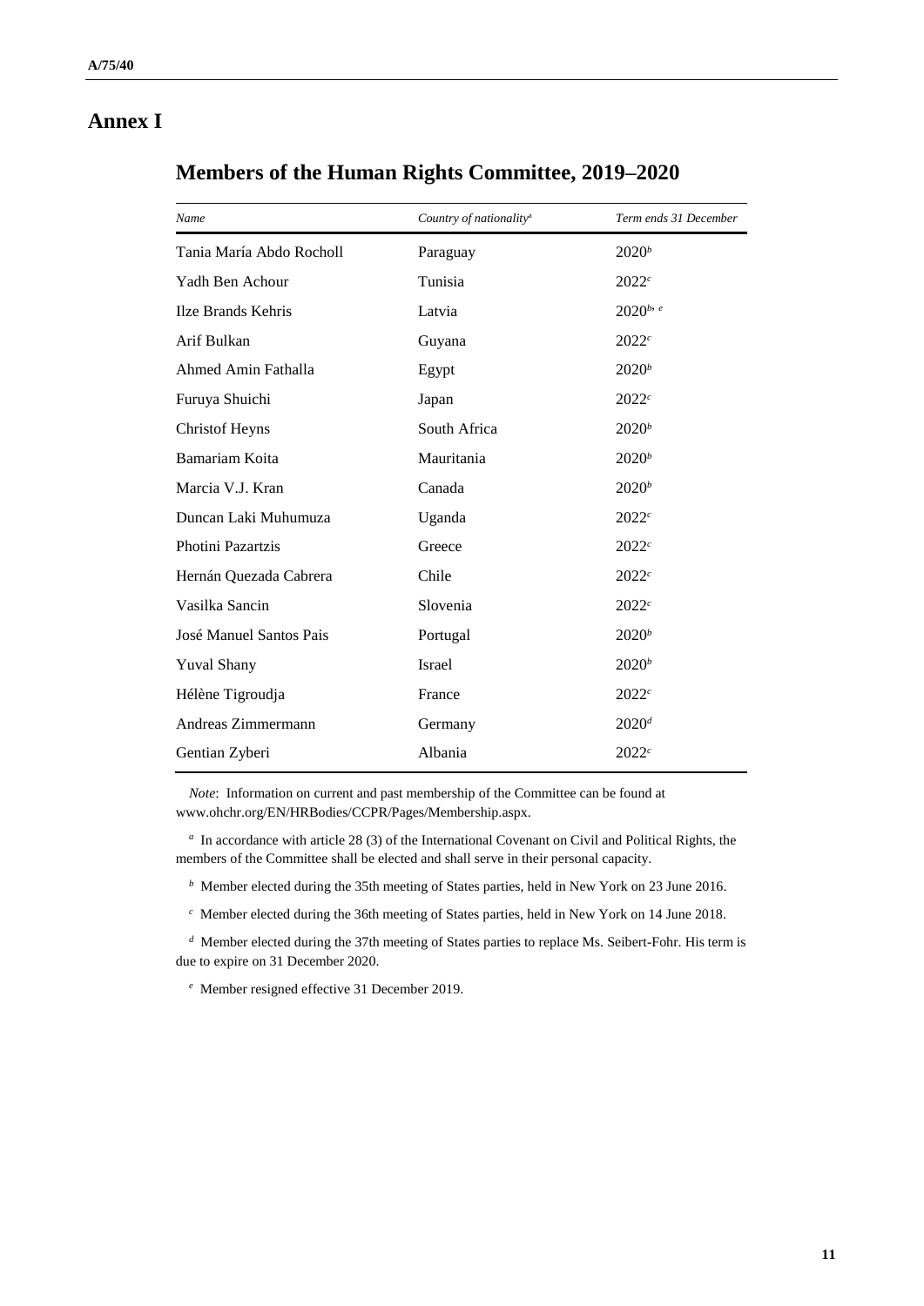# Annex I

## Members of the Human Rights Committee, 2019–2020

| *Name* | *Country of nationality*[a] | *Term ends 31 December* |
| --- | --- | --- |
| Tania María Abdo Rocholl | Paraguay | 2020[b] |
| Yadh Ben Achour | Tunisia | 2022[c] |
| Ilze Brands Kehris | Latvia | 2020[b, e] |
| Arif Bulkan | Guyana | 2022[c] |
| Ahmed Amin Fathalla | Egypt | 2020[b] |
| Furuya Shuichi | Japan | 2022[c] |
| Christof Heyns | South Africa | 2020[b] |
| Bamariam Koita | Mauritania | 2020[b] |
| Marcia V.J. Kran | Canada | 2020[b] |
| Duncan Laki Muhumuza | Uganda | 2022[c] |
| Photini Pazartzis | Greece | 2022[c] |
| Hernán Quezada Cabrera | Chile | 2022[c] |
| Vasilka Sancin | Slovenia | 2022[c] |
| José Manuel Santos Pais | Portugal | 2020[b] |
| Yuval Shany | Israel | 2020[b] |
| Hélène Tigroudja | France | 2022[c] |
| Andreas Zimmermann | Germany | 2020[d] |
| Gentian Zyberi | Albania | 2022[c] |

*Note*: Information on current and past membership of the Committee can be found at www.ohchr.org/EN/HRBodies/CCPR/Pages/Membership.aspx.

[a] In accordance with article 28 (3) of the International Covenant on Civil and Political Rights, the members of the Committee shall be elected and shall serve in their personal capacity.

[b] Member elected during the 35th meeting of States parties, held in New York on 23 June 2016.

[c] Member elected during the 36th meeting of States parties, held in New York on 14 June 2018.

[d] Member elected during the 37th meeting of States parties to replace Ms. Seibert-Fohr. His term is due to expire on 31 December 2020.

[e] Member resigned effective 31 December 2019.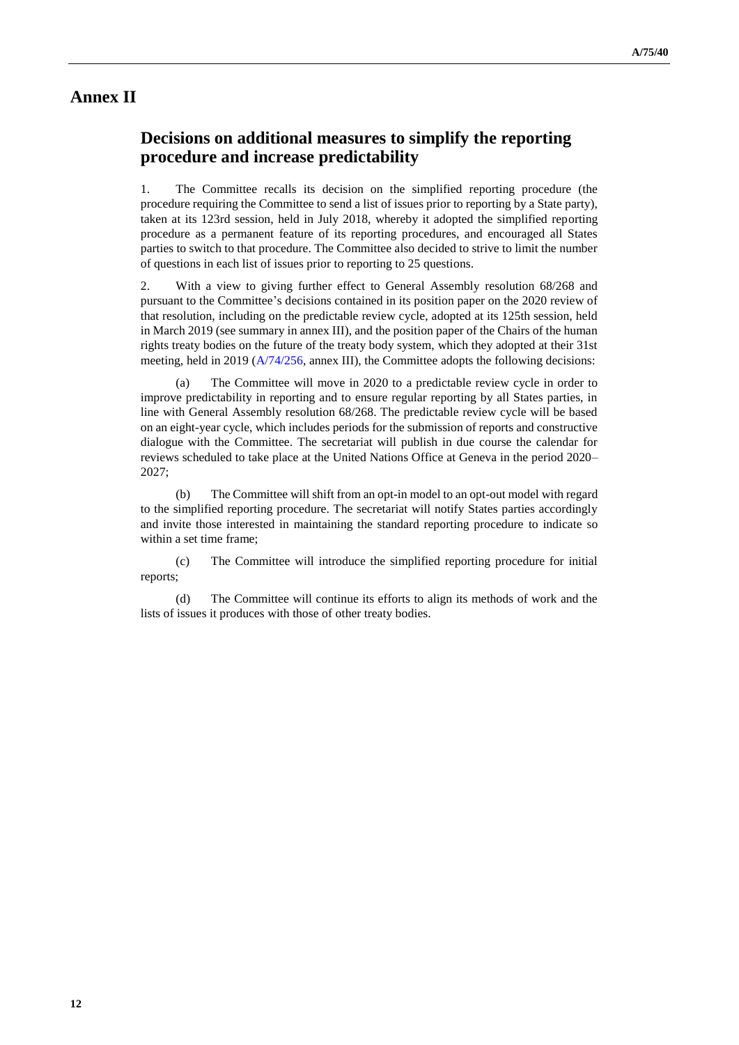# Annex II

## Decisions on additional measures to simplify the reporting procedure and increase predictability

1. The Committee recalls its decision on the simplified reporting procedure (the procedure requiring the Committee to send a list of issues prior to reporting by a State party), taken at its 123rd session, held in July 2018, whereby it adopted the simplified reporting procedure as a permanent feature of its reporting procedures, and encouraged all States parties to switch to that procedure. The Committee also decided to strive to limit the number of questions in each list of issues prior to reporting to 25 questions.

2. With a view to giving further effect to General Assembly resolution 68/268 and pursuant to the Committee's decisions contained in its position paper on the 2020 review of that resolution, including on the predictable review cycle, adopted at its 125th session, held in March 2019 (see summary in annex III), and the position paper of the Chairs of the human rights treaty bodies on the future of the treaty body system, which they adopted at their 31st meeting, held in 2019 (A/74/256, annex III), the Committee adopts the following decisions:

(a) The Committee will move in 2020 to a predictable review cycle in order to improve predictability in reporting and to ensure regular reporting by all States parties, in line with General Assembly resolution 68/268. The predictable review cycle will be based on an eight-year cycle, which includes periods for the submission of reports and constructive dialogue with the Committee. The secretariat will publish in due course the calendar for reviews scheduled to take place at the United Nations Office at Geneva in the period 2020–2027;

(b) The Committee will shift from an opt-in model to an opt-out model with regard to the simplified reporting procedure. The secretariat will notify States parties accordingly and invite those interested in maintaining the standard reporting procedure to indicate so within a set time frame;

(c) The Committee will introduce the simplified reporting procedure for initial reports;

(d) The Committee will continue its efforts to align its methods of work and the lists of issues it produces with those of other treaty bodies.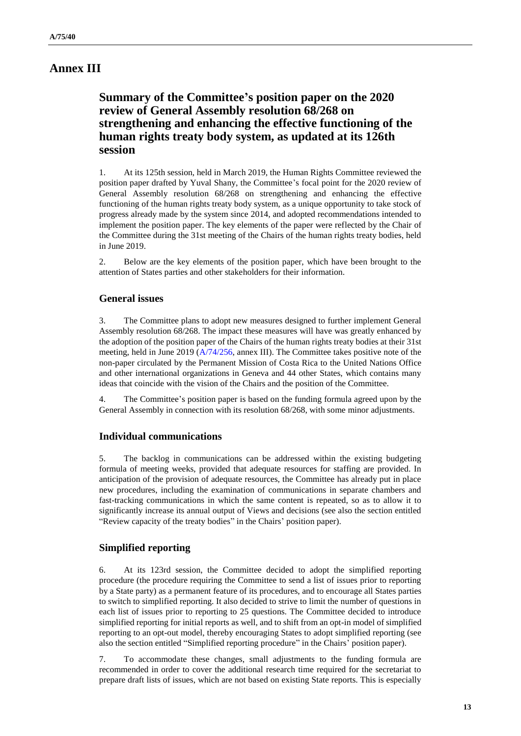# Annex III

## Summary of the Committee's position paper on the 2020 review of General Assembly resolution 68/268 on strengthening and enhancing the effective functioning of the human rights treaty body system, as updated at its 126th session

1. At its 125th session, held in March 2019, the Human Rights Committee reviewed the position paper drafted by Yuval Shany, the Committee's focal point for the 2020 review of General Assembly resolution 68/268 on strengthening and enhancing the effective functioning of the human rights treaty body system, as a unique opportunity to take stock of progress already made by the system since 2014, and adopted recommendations intended to implement the position paper. The key elements of the paper were reflected by the Chair of the Committee during the 31st meeting of the Chairs of the human rights treaty bodies, held in June 2019.

2. Below are the key elements of the position paper, which have been brought to the attention of States parties and other stakeholders for their information.

### General issues

3. The Committee plans to adopt new measures designed to further implement General Assembly resolution 68/268. The impact these measures will have was greatly enhanced by the adoption of the position paper of the Chairs of the human rights treaty bodies at their 31st meeting, held in June 2019 (A/74/256, annex III). The Committee takes positive note of the non-paper circulated by the Permanent Mission of Costa Rica to the United Nations Office and other international organizations in Geneva and 44 other States, which contains many ideas that coincide with the vision of the Chairs and the position of the Committee.

4. The Committee's position paper is based on the funding formula agreed upon by the General Assembly in connection with its resolution 68/268, with some minor adjustments.

### Individual communications

5. The backlog in communications can be addressed within the existing budgeting formula of meeting weeks, provided that adequate resources for staffing are provided. In anticipation of the provision of adequate resources, the Committee has already put in place new procedures, including the examination of communications in separate chambers and fast-tracking communications in which the same content is repeated, so as to allow it to significantly increase its annual output of Views and decisions (see also the section entitled "Review capacity of the treaty bodies" in the Chairs' position paper).

### Simplified reporting

6. At its 123rd session, the Committee decided to adopt the simplified reporting procedure (the procedure requiring the Committee to send a list of issues prior to reporting by a State party) as a permanent feature of its procedures, and to encourage all States parties to switch to simplified reporting. It also decided to strive to limit the number of questions in each list of issues prior to reporting to 25 questions. The Committee decided to introduce simplified reporting for initial reports as well, and to shift from an opt-in model of simplified reporting to an opt-out model, thereby encouraging States to adopt simplified reporting (see also the section entitled "Simplified reporting procedure" in the Chairs' position paper).

7. To accommodate these changes, small adjustments to the funding formula are recommended in order to cover the additional research time required for the secretariat to prepare draft lists of issues, which are not based on existing State reports. This is especially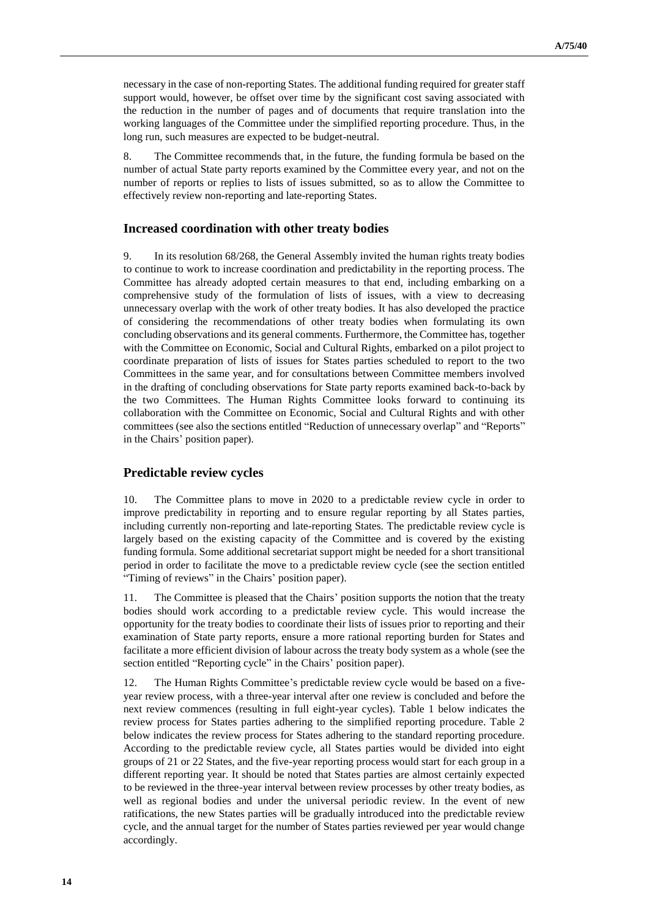necessary in the case of non-reporting States. The additional funding required for greater staff support would, however, be offset over time by the significant cost saving associated with the reduction in the number of pages and of documents that require translation into the working languages of the Committee under the simplified reporting procedure. Thus, in the long run, such measures are expected to be budget-neutral.

8. The Committee recommends that, in the future, the funding formula be based on the number of actual State party reports examined by the Committee every year, and not on the number of reports or replies to lists of issues submitted, so as to allow the Committee to effectively review non-reporting and late-reporting States.

## Increased coordination with other treaty bodies

9. In its resolution 68/268, the General Assembly invited the human rights treaty bodies to continue to work to increase coordination and predictability in the reporting process. The Committee has already adopted certain measures to that end, including embarking on a comprehensive study of the formulation of lists of issues, with a view to decreasing unnecessary overlap with the work of other treaty bodies. It has also developed the practice of considering the recommendations of other treaty bodies when formulating its own concluding observations and its general comments. Furthermore, the Committee has, together with the Committee on Economic, Social and Cultural Rights, embarked on a pilot project to coordinate preparation of lists of issues for States parties scheduled to report to the two Committees in the same year, and for consultations between Committee members involved in the drafting of concluding observations for State party reports examined back-to-back by the two Committees. The Human Rights Committee looks forward to continuing its collaboration with the Committee on Economic, Social and Cultural Rights and with other committees (see also the sections entitled "Reduction of unnecessary overlap" and "Reports" in the Chairs' position paper).

## Predictable review cycles

10. The Committee plans to move in 2020 to a predictable review cycle in order to improve predictability in reporting and to ensure regular reporting by all States parties, including currently non-reporting and late-reporting States. The predictable review cycle is largely based on the existing capacity of the Committee and is covered by the existing funding formula. Some additional secretariat support might be needed for a short transitional period in order to facilitate the move to a predictable review cycle (see the section entitled "Timing of reviews" in the Chairs' position paper).

11. The Committee is pleased that the Chairs' position supports the notion that the treaty bodies should work according to a predictable review cycle. This would increase the opportunity for the treaty bodies to coordinate their lists of issues prior to reporting and their examination of State party reports, ensure a more rational reporting burden for States and facilitate a more efficient division of labour across the treaty body system as a whole (see the section entitled "Reporting cycle" in the Chairs' position paper).

12. The Human Rights Committee's predictable review cycle would be based on a five-year review process, with a three-year interval after one review is concluded and before the next review commences (resulting in full eight-year cycles). Table 1 below indicates the review process for States parties adhering to the simplified reporting procedure. Table 2 below indicates the review process for States adhering to the standard reporting procedure. According to the predictable review cycle, all States parties would be divided into eight groups of 21 or 22 States, and the five-year reporting process would start for each group in a different reporting year. It should be noted that States parties are almost certainly expected to be reviewed in the three-year interval between review processes by other treaty bodies, as well as regional bodies and under the universal periodic review. In the event of new ratifications, the new States parties will be gradually introduced into the predictable review cycle, and the annual target for the number of States parties reviewed per year would change accordingly.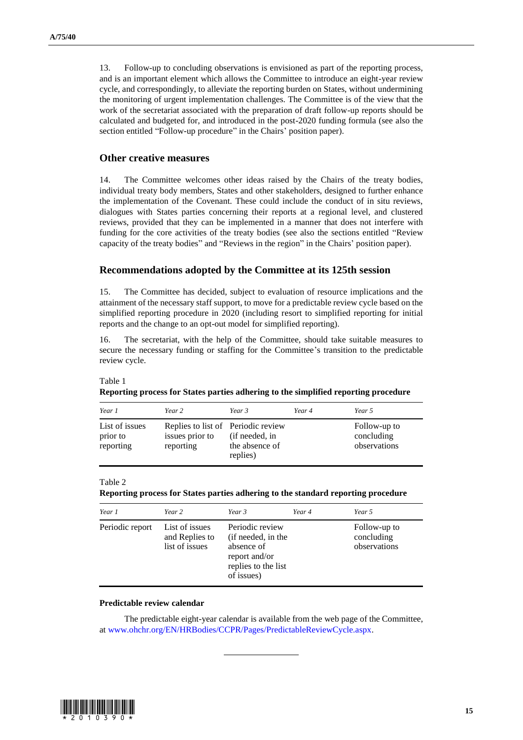13. Follow-up to concluding observations is envisioned as part of the reporting process, and is an important element which allows the Committee to introduce an eight-year review cycle, and correspondingly, to alleviate the reporting burden on States, without undermining the monitoring of urgent implementation challenges. The Committee is of the view that the work of the secretariat associated with the preparation of draft follow-up reports should be calculated and budgeted for, and introduced in the post-2020 funding formula (see also the section entitled "Follow-up procedure" in the Chairs' position paper).

## Other creative measures

14. The Committee welcomes other ideas raised by the Chairs of the treaty bodies, individual treaty body members, States and other stakeholders, designed to further enhance the implementation of the Covenant. These could include the conduct of in situ reviews, dialogues with States parties concerning their reports at a regional level, and clustered reviews, provided that they can be implemented in a manner that does not interfere with funding for the core activities of the treaty bodies (see also the sections entitled "Review capacity of the treaty bodies" and "Reviews in the region" in the Chairs' position paper).

## Recommendations adopted by the Committee at its 125th session

15. The Committee has decided, subject to evaluation of resource implications and the attainment of the necessary staff support, to move for a predictable review cycle based on the simplified reporting procedure in 2020 (including resort to simplified reporting for initial reports and the change to an opt-out model for simplified reporting).

16. The secretariat, with the help of the Committee, should take suitable measures to secure the necessary funding or staffing for the Committee's transition to the predictable review cycle.

Table 1
**Reporting process for States parties adhering to the simplified reporting procedure**

| *Year 1* | *Year 2* | *Year 3* | *Year 4* | *Year 5* |
|---|---|---|---|---|
| List of issues prior to reporting | Replies to list of issues prior to reporting | Periodic review (if needed, in the absence of replies) | | Follow-up to concluding observations |

Table 2
**Reporting process for States parties adhering to the standard reporting procedure**

| *Year 1* | *Year 2* | *Year 3* | *Year 4* | *Year 5* |
|---|---|---|---|---|
| Periodic report | List of issues and Replies to list of issues | Periodic review (if needed, in the absence of report and/or replies to the list of issues) | | Follow-up to concluding observations |

**Predictable review calendar**

The predictable eight-year calendar is available from the web page of the Committee, at www.ohchr.org/EN/HRBodies/CCPR/Pages/PredictableReviewCycle.aspx.